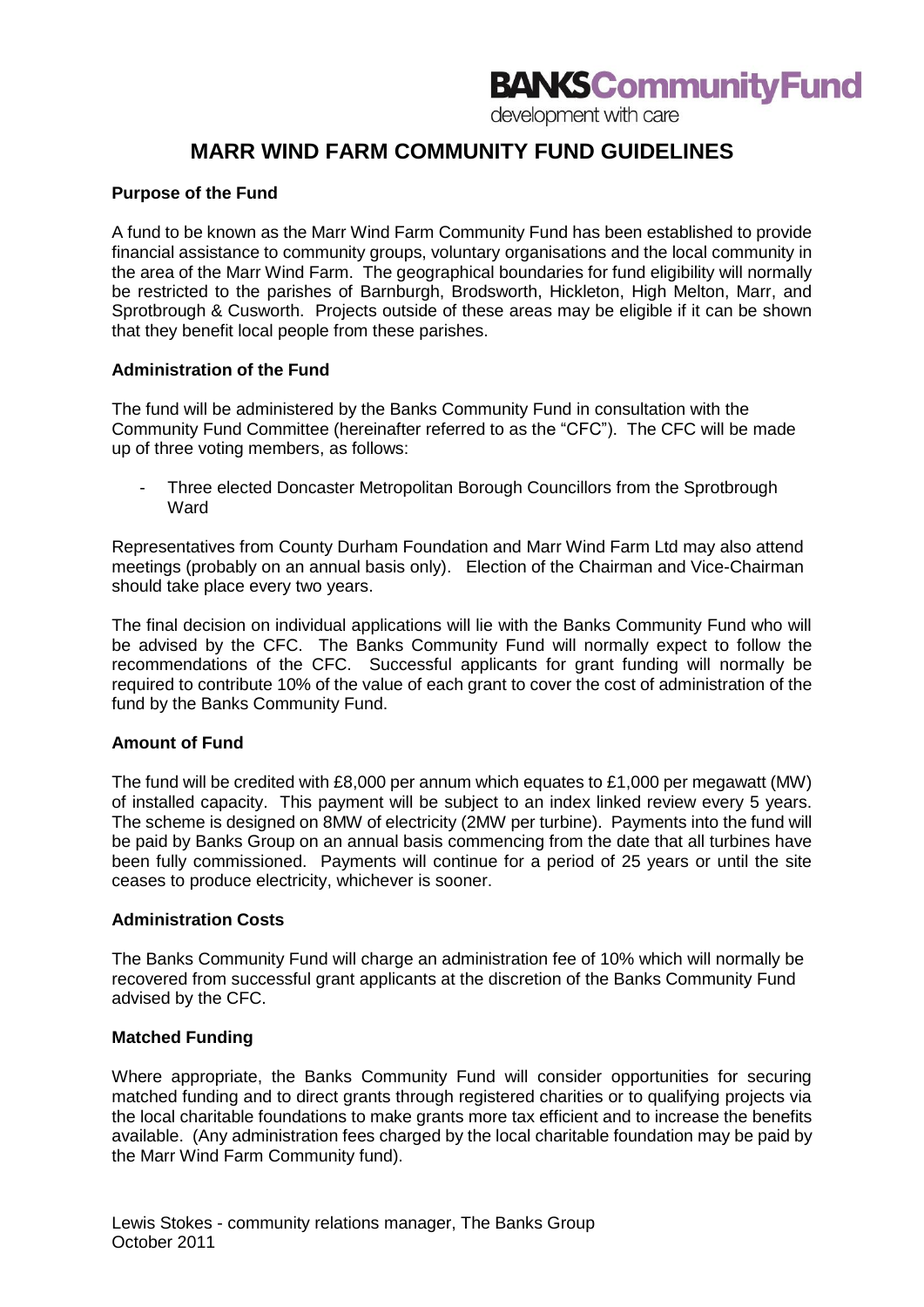**BANKSCommunityFund**
development with care

# MARR WIND FARM COMMUNITY FUND GUIDELINES

### Purpose of the Fund

A fund to be known as the Marr Wind Farm Community Fund has been established to provide financial assistance to community groups, voluntary organisations and the local community in the area of the Marr Wind Farm. The geographical boundaries for fund eligibility will normally be restricted to the parishes of Barnburgh, Brodsworth, Hickleton, High Melton, Marr, and Sprotbrough & Cusworth. Projects outside of these areas may be eligible if it can be shown that they benefit local people from these parishes.

### Administration of the Fund

The fund will be administered by the Banks Community Fund in consultation with the Community Fund Committee (hereinafter referred to as the "CFC"). The CFC will be made up of three voting members, as follows:

- Three elected Doncaster Metropolitan Borough Councillors from the Sprotbrough Ward

Representatives from County Durham Foundation and Marr Wind Farm Ltd may also attend meetings (probably on an annual basis only). Election of the Chairman and Vice-Chairman should take place every two years.

The final decision on individual applications will lie with the Banks Community Fund who will be advised by the CFC. The Banks Community Fund will normally expect to follow the recommendations of the CFC. Successful applicants for grant funding will normally be required to contribute 10% of the value of each grant to cover the cost of administration of the fund by the Banks Community Fund.

### Amount of Fund

The fund will be credited with £8,000 per annum which equates to £1,000 per megawatt (MW) of installed capacity. This payment will be subject to an index linked review every 5 years. The scheme is designed on 8MW of electricity (2MW per turbine). Payments into the fund will be paid by Banks Group on an annual basis commencing from the date that all turbines have been fully commissioned. Payments will continue for a period of 25 years or until the site ceases to produce electricity, whichever is sooner.

### Administration Costs

The Banks Community Fund will charge an administration fee of 10% which will normally be recovered from successful grant applicants at the discretion of the Banks Community Fund advised by the CFC.

### Matched Funding

Where appropriate, the Banks Community Fund will consider opportunities for securing matched funding and to direct grants through registered charities or to qualifying projects via the local charitable foundations to make grants more tax efficient and to increase the benefits available. (Any administration fees charged by the local charitable foundation may be paid by the Marr Wind Farm Community fund).

Lewis Stokes - community relations manager, The Banks Group
October 2011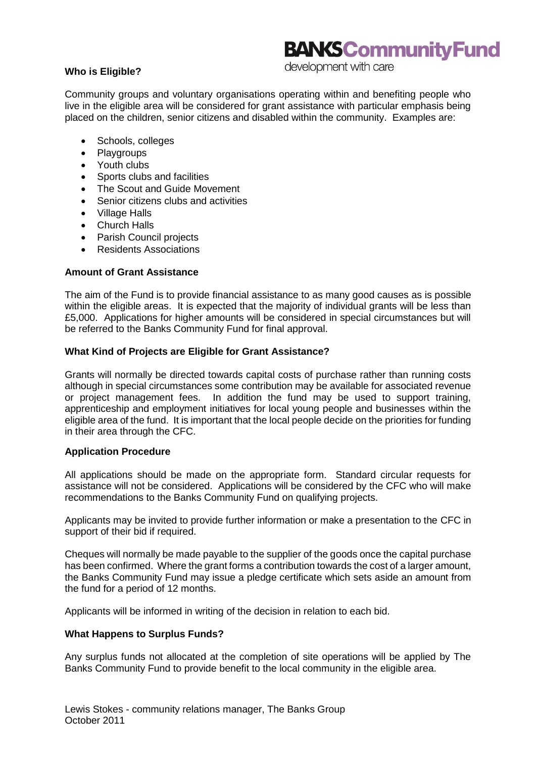**BANKSCommunityFund**
development with care

**Who is Eligible?**

Community groups and voluntary organisations operating within and benefiting people who live in the eligible area will be considered for grant assistance with particular emphasis being placed on the children, senior citizens and disabled within the community. Examples are:

- Schools, colleges
- Playgroups
- Youth clubs
- Sports clubs and facilities
- The Scout and Guide Movement
- Senior citizens clubs and activities
- Village Halls
- Church Halls
- Parish Council projects
- Residents Associations

**Amount of Grant Assistance**

The aim of the Fund is to provide financial assistance to as many good causes as is possible within the eligible areas. It is expected that the majority of individual grants will be less than £5,000. Applications for higher amounts will be considered in special circumstances but will be referred to the Banks Community Fund for final approval.

**What Kind of Projects are Eligible for Grant Assistance?**

Grants will normally be directed towards capital costs of purchase rather than running costs although in special circumstances some contribution may be available for associated revenue or project management fees. In addition the fund may be used to support training, apprenticeship and employment initiatives for local young people and businesses within the eligible area of the fund. It is important that the local people decide on the priorities for funding in their area through the CFC.

**Application Procedure**

All applications should be made on the appropriate form. Standard circular requests for assistance will not be considered. Applications will be considered by the CFC who will make recommendations to the Banks Community Fund on qualifying projects.

Applicants may be invited to provide further information or make a presentation to the CFC in support of their bid if required.

Cheques will normally be made payable to the supplier of the goods once the capital purchase has been confirmed. Where the grant forms a contribution towards the cost of a larger amount, the Banks Community Fund may issue a pledge certificate which sets aside an amount from the fund for a period of 12 months.

Applicants will be informed in writing of the decision in relation to each bid.

**What Happens to Surplus Funds?**

Any surplus funds not allocated at the completion of site operations will be applied by The Banks Community Fund to provide benefit to the local community in the eligible area.

Lewis Stokes - community relations manager, The Banks Group
October 2011